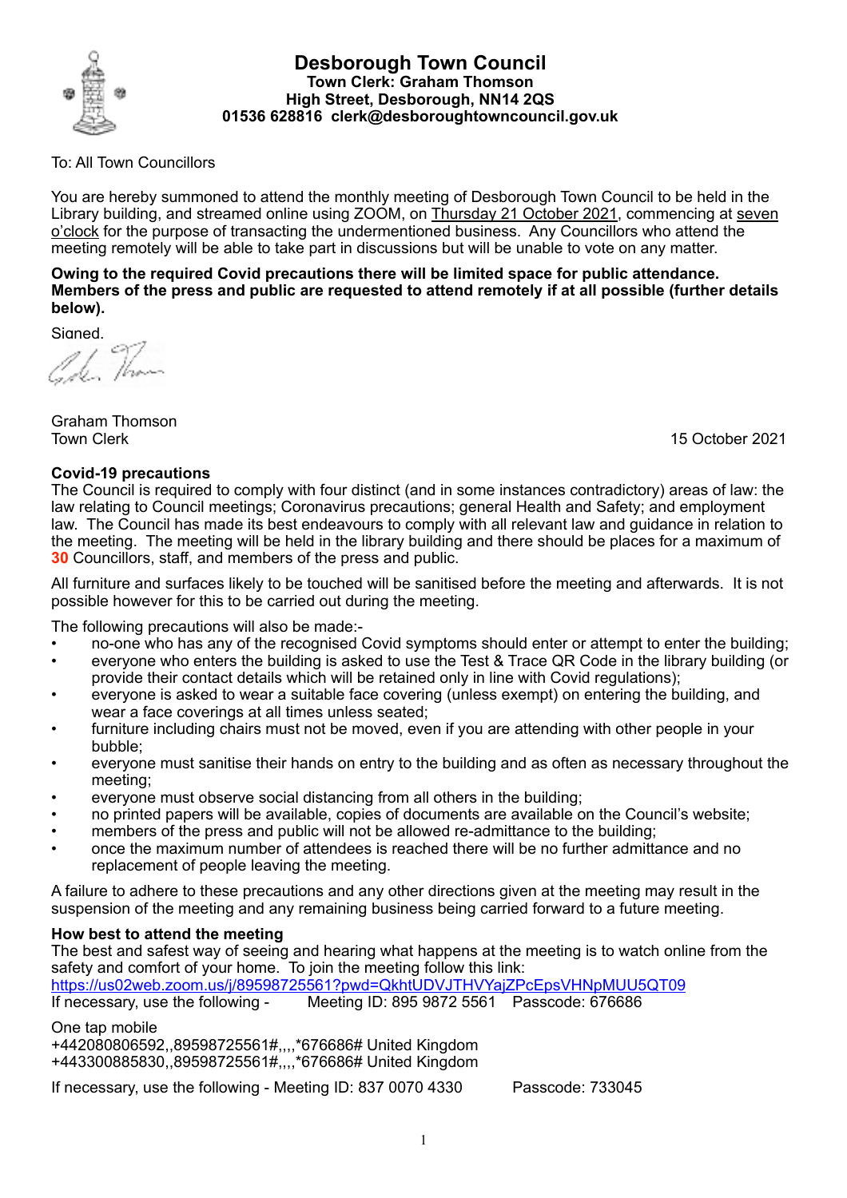# Desborough Town Council

**Town Clerk: Graham Thomson**
**High Street, Desborough, NN14 2QS**
**01536 628816 clerk@desboroughtowncouncil.gov.uk**

To: All Town Councillors

You are hereby summoned to attend the monthly meeting of Desborough Town Council to be held in the Library building, and streamed online using ZOOM, on Thursday 21 October 2021, commencing at seven o'clock for the purpose of transacting the undermentioned business. Any Councillors who attend the meeting remotely will be able to take part in discussions but will be unable to vote on any matter.

**Owing to the required Covid precautions there will be limited space for public attendance. Members of the press and public are requested to attend remotely if at all possible (further details below).**

Signed,

Graham Thomson
Town Clerk

15 October 2021

### Covid-19 precautions

The Council is required to comply with four distinct (and in some instances contradictory) areas of law: the law relating to Council meetings; Coronavirus precautions; general Health and Safety; and employment law. The Council has made its best endeavours to comply with all relevant law and guidance in relation to the meeting. The meeting will be held in the library building and there should be places for a maximum of **30** Councillors, staff, and members of the press and public.

All furniture and surfaces likely to be touched will be sanitised before the meeting and afterwards. It is not possible however for this to be carried out during the meeting.

The following precautions will also be made:-

- no-one who has any of the recognised Covid symptoms should enter or attempt to enter the building;
- everyone who enters the building is asked to use the Test & Trace QR Code in the library building (or provide their contact details which will be retained only in line with Covid regulations);
- everyone is asked to wear a suitable face covering (unless exempt) on entering the building, and wear a face coverings at all times unless seated;
- furniture including chairs must not be moved, even if you are attending with other people in your bubble;
- everyone must sanitise their hands on entry to the building and as often as necessary throughout the meeting;
- everyone must observe social distancing from all others in the building;
- no printed papers will be available, copies of documents are available on the Council's website;
- members of the press and public will not be allowed re-admittance to the building;
- once the maximum number of attendees is reached there will be no further admittance and no replacement of people leaving the meeting.

A failure to adhere to these precautions and any other directions given at the meeting may result in the suspension of the meeting and any remaining business being carried forward to a future meeting.

### How best to attend the meeting

The best and safest way of seeing and hearing what happens at the meeting is to watch online from the safety and comfort of your home. To join the meeting follow this link:
https://us02web.zoom.us/j/89598725561?pwd=QkhtUDVJTHVYajZPcEpsVHNpMUU5QT09
If necessary, use the following - Meeting ID: 895 9872 5561 Passcode: 676686

One tap mobile
+442080806592,,89598725561#,,,,*676686# United Kingdom
+443300885830,,89598725561#,,,,*676686# United Kingdom

If necessary, use the following - Meeting ID: 837 0070 4330 Passcode: 733045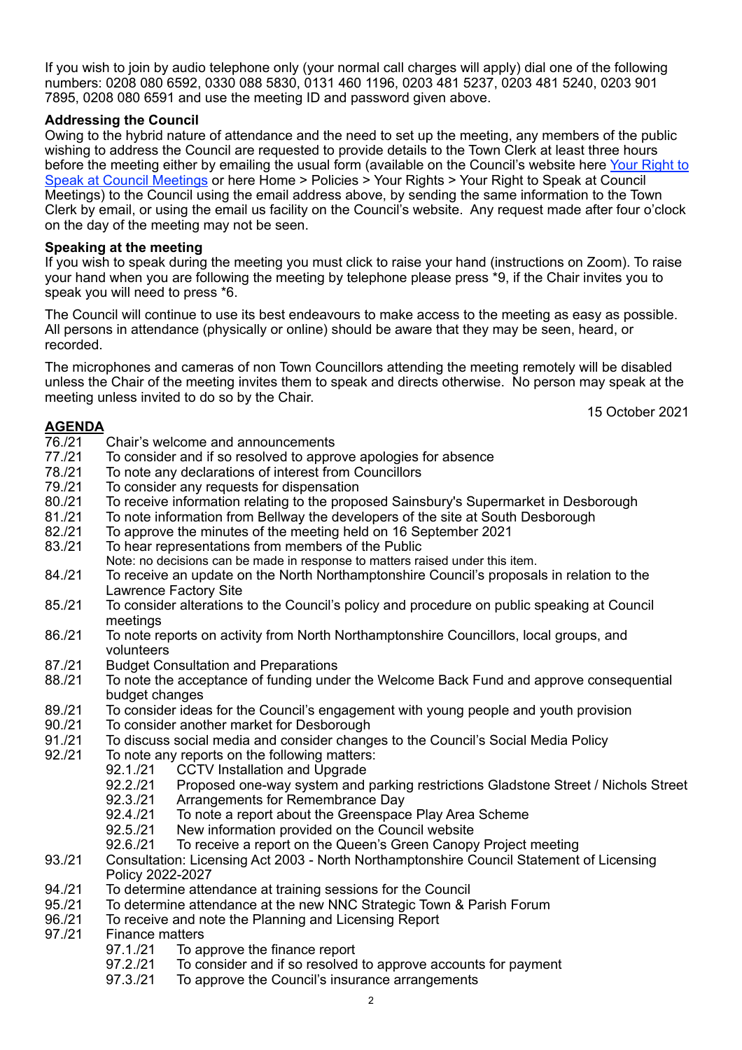If you wish to join by audio telephone only (your normal call charges will apply) dial one of the following numbers: 0208 080 6592, 0330 088 5830, 0131 460 1196, 0203 481 5237, 0203 481 5240, 0203 901 7895, 0208 080 6591 and use the meeting ID and password given above.

**Addressing the Council**

Owing to the hybrid nature of attendance and the need to set up the meeting, any members of the public wishing to address the Council are requested to provide details to the Town Clerk at least three hours before the meeting either by emailing the usual form (available on the Council's website here Your Right to Speak at Council Meetings or here Home > Policies > Your Rights > Your Right to Speak at Council Meetings) to the Council using the email address above, by sending the same information to the Town Clerk by email, or using the email us facility on the Council's website. Any request made after four o'clock on the day of the meeting may not be seen.

**Speaking at the meeting**

If you wish to speak during the meeting you must click to raise your hand (instructions on Zoom). To raise your hand when you are following the meeting by telephone please press *9, if the Chair invites you to speak you will need to press *6.

The Council will continue to use its best endeavours to make access to the meeting as easy as possible. All persons in attendance (physically or online) should be aware that they may be seen, heard, or recorded.

The microphones and cameras of non Town Councillors attending the meeting remotely will be disabled unless the Chair of the meeting invites them to speak and directs otherwise. No person may speak at the meeting unless invited to do so by the Chair.

15 October 2021

**AGENDA**

- 76./21 Chair's welcome and announcements
- 77./21 To consider and if so resolved to approve apologies for absence
- 78./21 To note any declarations of interest from Councillors
- 79./21 To consider any requests for dispensation
- 80./21 To receive information relating to the proposed Sainsbury's Supermarket in Desborough
- 81./21 To note information from Bellway the developers of the site at South Desborough
- 82./21 To approve the minutes of the meeting held on 16 September 2021
- 83./21 To hear representations from members of the Public
  Note: no decisions can be made in response to matters raised under this item.
- 84./21 To receive an update on the North Northamptonshire Council's proposals in relation to the Lawrence Factory Site
- 85./21 To consider alterations to the Council's policy and procedure on public speaking at Council meetings
- 86./21 To note reports on activity from North Northamptonshire Councillors, local groups, and volunteers
- 87./21 Budget Consultation and Preparations
- 88./21 To note the acceptance of funding under the Welcome Back Fund and approve consequential budget changes
- 89./21 To consider ideas for the Council's engagement with young people and youth provision
- 90./21 To consider another market for Desborough
- 91./21 To discuss social media and consider changes to the Council's Social Media Policy
- 92./21 To note any reports on the following matters:
  - 92.1./21 CCTV Installation and Upgrade
  - 92.2./21 Proposed one-way system and parking restrictions Gladstone Street / Nichols Street
  - 92.3./21 Arrangements for Remembrance Day
  - 92.4./21 To note a report about the Greenspace Play Area Scheme
  - 92.5./21 New information provided on the Council website
  - 92.6./21 To receive a report on the Queen's Green Canopy Project meeting
- 93./21 Consultation: Licensing Act 2003 - North Northamptonshire Council Statement of Licensing Policy 2022-2027
- 94./21 To determine attendance at training sessions for the Council
- 95./21 To determine attendance at the new NNC Strategic Town & Parish Forum
- 96./21 To receive and note the Planning and Licensing Report
- 97./21 Finance matters
  - 97.1./21 To approve the finance report
  - 97.2./21 To consider and if so resolved to approve accounts for payment
  - 97.3./21 To approve the Council's insurance arrangements